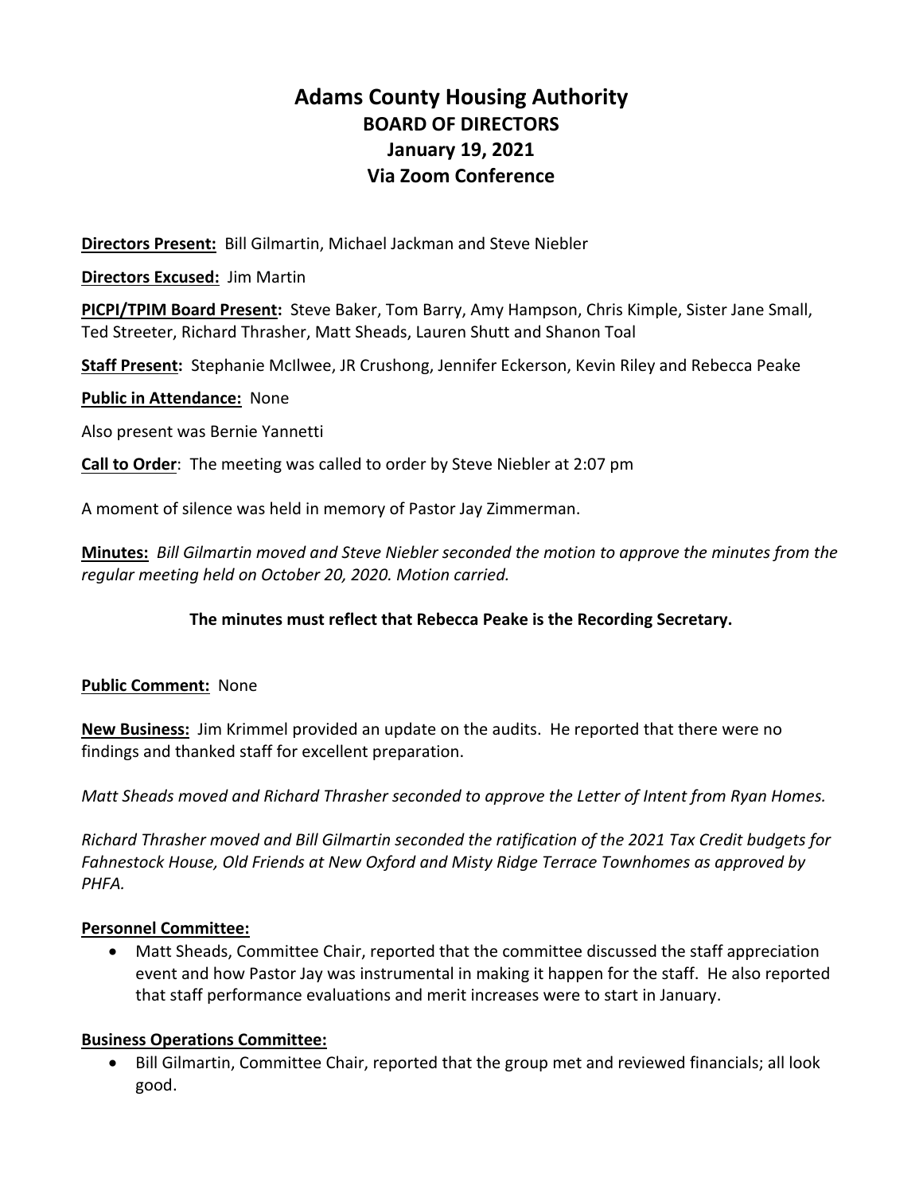# Adams County Housing Authority
## BOARD OF DIRECTORS
## January 19, 2021
## Via Zoom Conference

**Directors Present:** Bill Gilmartin, Michael Jackman and Steve Niebler

**Directors Excused:** Jim Martin

**PICPI/TPIM Board Present:** Steve Baker, Tom Barry, Amy Hampson, Chris Kimple, Sister Jane Small, Ted Streeter, Richard Thrasher, Matt Sheads, Lauren Shutt and Shanon Toal

**Staff Present:** Stephanie McIlwee, JR Crushong, Jennifer Eckerson, Kevin Riley and Rebecca Peake

**Public in Attendance:** None

Also present was Bernie Yannetti

**Call to Order**: The meeting was called to order by Steve Niebler at 2:07 pm

A moment of silence was held in memory of Pastor Jay Zimmerman.

**Minutes:** *Bill Gilmartin moved and Steve Niebler seconded the motion to approve the minutes from the regular meeting held on October 20, 2020. Motion carried.*

**The minutes must reflect that Rebecca Peake is the Recording Secretary.**

**Public Comment:** None

**New Business:** Jim Krimmel provided an update on the audits. He reported that there were no findings and thanked staff for excellent preparation.

*Matt Sheads moved and Richard Thrasher seconded to approve the Letter of Intent from Ryan Homes.*

*Richard Thrasher moved and Bill Gilmartin seconded the ratification of the 2021 Tax Credit budgets for Fahnestock House, Old Friends at New Oxford and Misty Ridge Terrace Townhomes as approved by PHFA.*

**Personnel Committee:**

- Matt Sheads, Committee Chair, reported that the committee discussed the staff appreciation event and how Pastor Jay was instrumental in making it happen for the staff. He also reported that staff performance evaluations and merit increases were to start in January.

**Business Operations Committee:**

- Bill Gilmartin, Committee Chair, reported that the group met and reviewed financials; all look good.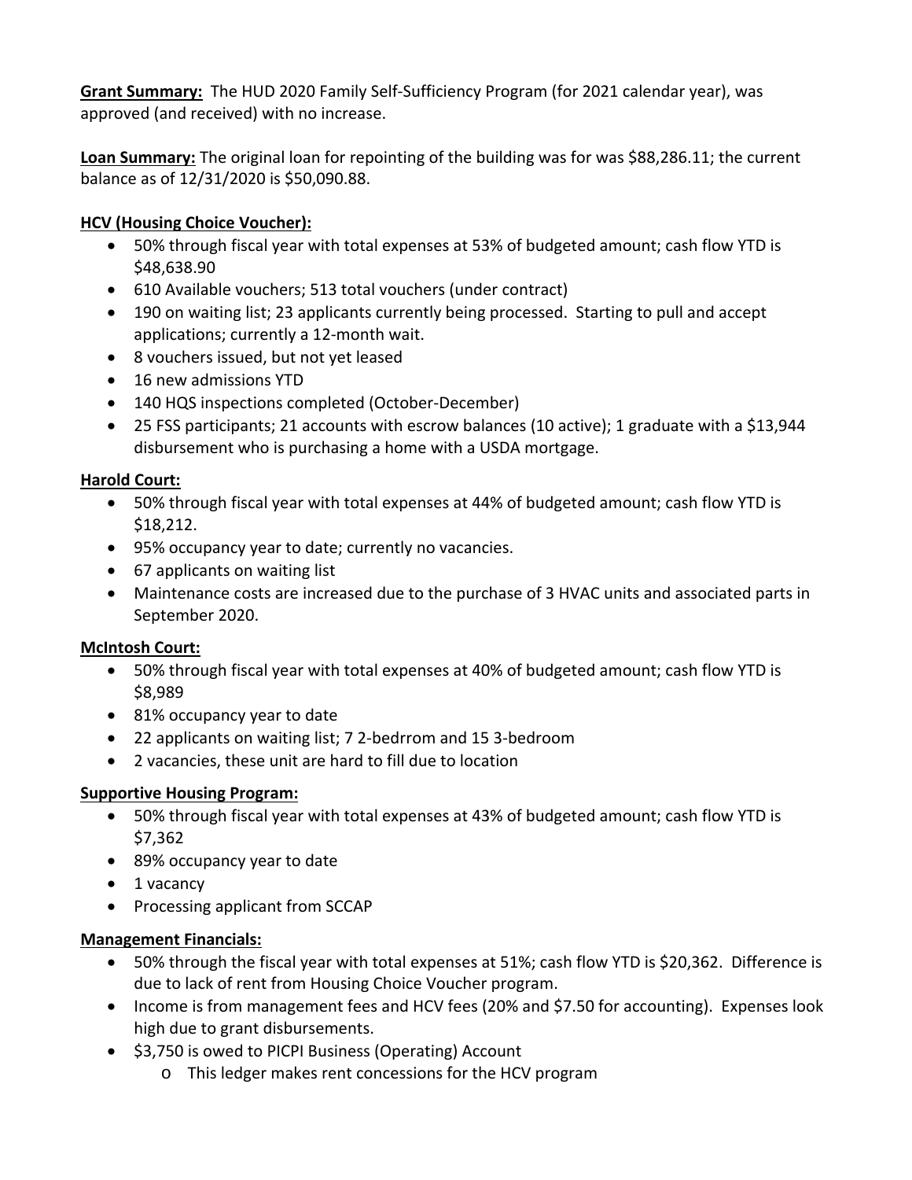**Grant Summary:** The HUD 2020 Family Self-Sufficiency Program (for 2021 calendar year), was approved (and received) with no increase.

**Loan Summary:** The original loan for repointing of the building was for was $88,286.11; the current balance as of 12/31/2020 is $50,090.88.

**HCV (Housing Choice Voucher):**

- 50% through fiscal year with total expenses at 53% of budgeted amount; cash flow YTD is $48,638.90
- 610 Available vouchers; 513 total vouchers (under contract)
- 190 on waiting list; 23 applicants currently being processed. Starting to pull and accept applications; currently a 12-month wait.
- 8 vouchers issued, but not yet leased
- 16 new admissions YTD
- 140 HQS inspections completed (October-December)
- 25 FSS participants; 21 accounts with escrow balances (10 active); 1 graduate with a $13,944 disbursement who is purchasing a home with a USDA mortgage.

**Harold Court:**

- 50% through fiscal year with total expenses at 44% of budgeted amount; cash flow YTD is $18,212.
- 95% occupancy year to date; currently no vacancies.
- 67 applicants on waiting list
- Maintenance costs are increased due to the purchase of 3 HVAC units and associated parts in September 2020.

**McIntosh Court:**

- 50% through fiscal year with total expenses at 40% of budgeted amount; cash flow YTD is $8,989
- 81% occupancy year to date
- 22 applicants on waiting list; 7 2-bedrrom and 15 3-bedroom
- 2 vacancies, these unit are hard to fill due to location

**Supportive Housing Program:**

- 50% through fiscal year with total expenses at 43% of budgeted amount; cash flow YTD is $7,362
- 89% occupancy year to date
- 1 vacancy
- Processing applicant from SCCAP

**Management Financials:**

- 50% through the fiscal year with total expenses at 51%; cash flow YTD is $20,362. Difference is due to lack of rent from Housing Choice Voucher program.
- Income is from management fees and HCV fees (20% and $7.50 for accounting). Expenses look high due to grant disbursements.
- $3,750 is owed to PICPI Business (Operating) Account
  - This ledger makes rent concessions for the HCV program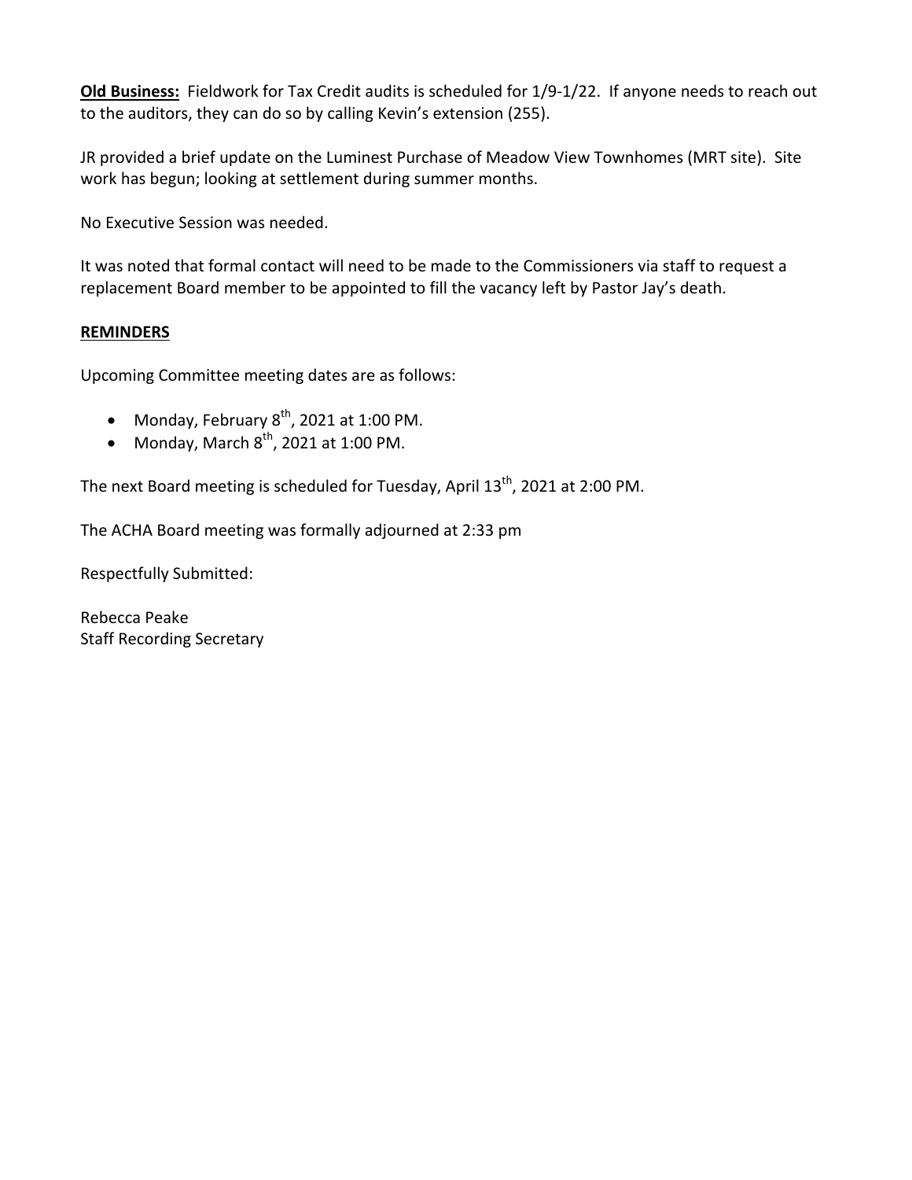**Old Business:** Fieldwork for Tax Credit audits is scheduled for 1/9-1/22. If anyone needs to reach out to the auditors, they can do so by calling Kevin's extension (255).

JR provided a brief update on the Luminest Purchase of Meadow View Townhomes (MRT site). Site work has begun; looking at settlement during summer months.

No Executive Session was needed.

It was noted that formal contact will need to be made to the Commissioners via staff to request a replacement Board member to be appointed to fill the vacancy left by Pastor Jay's death.

**REMINDERS**

Upcoming Committee meeting dates are as follows:

- Monday, February 8th, 2021 at 1:00 PM.
- Monday, March 8th, 2021 at 1:00 PM.

The next Board meeting is scheduled for Tuesday, April 13th, 2021 at 2:00 PM.

The ACHA Board meeting was formally adjourned at 2:33 pm

Respectfully Submitted:

Rebecca Peake
Staff Recording Secretary